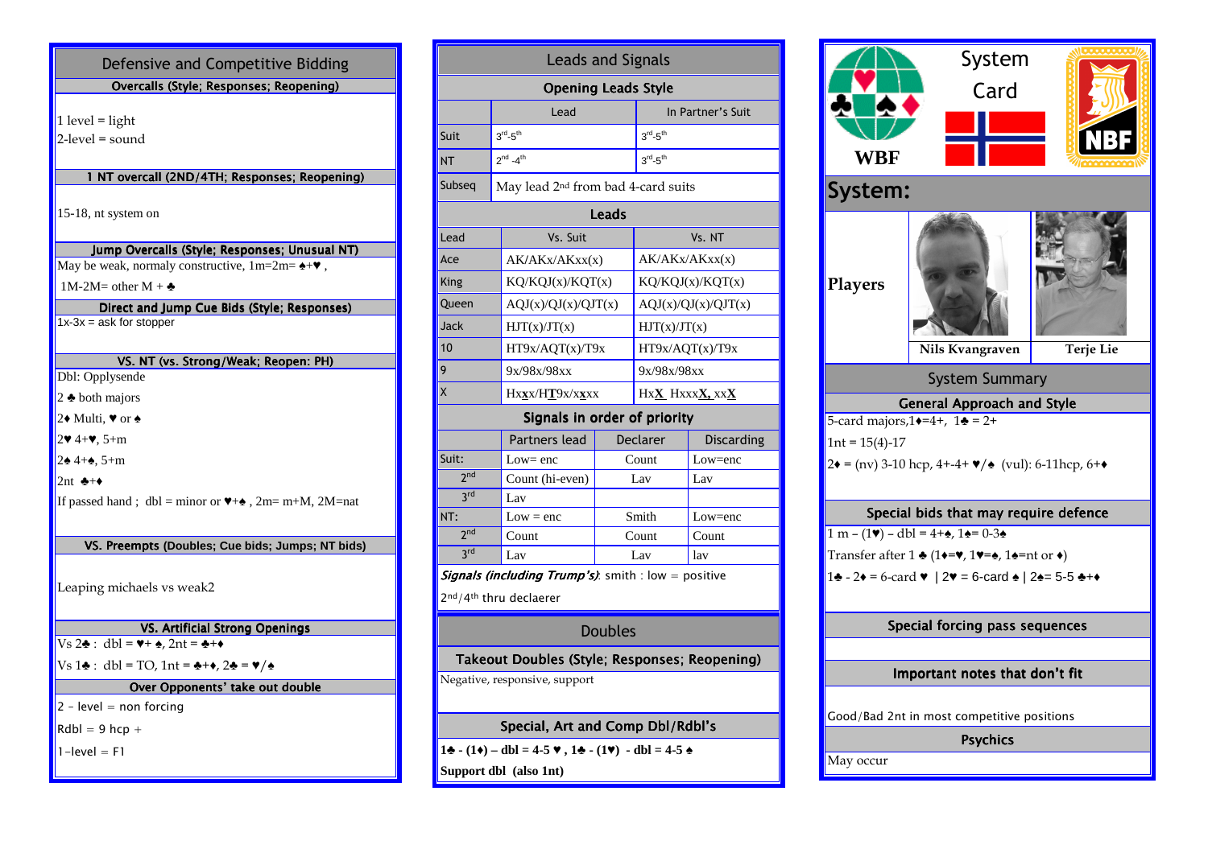# Defensive and Competitive Bidding

## Overcalls (Style; Responses; Reopening)

1 level = light
2-level = sound

## 1 NT overcall (2ND/4TH; Responses; Reopening)

15-18, nt system on

## Jump Overcalls (Style; Responses; Unusual NT)

May be weak, normaly constructive, 1m=2m= ♠+♥ ,
1M-2M= other M + ♣

## Direct and Jump Cue Bids (Style; Responses)

1x-3x = ask for stopper

## VS. NT (vs. Strong/Weak; Reopen: PH)

Dbl: Opplysende
2 ♣ both majors
2♦ Multi, ♥ or ♠
2♥ 4+♥, 5+m
2♠ 4+♠, 5+m
2nt ♣+♦
If passed hand ; dbl = minor or ♥+♠ , 2m= m+M, 2M=nat

## VS. Preempts (Doubles; Cue bids; Jumps; NT bids)

Leaping michaels vs weak2

## VS. Artificial Strong Openings

Vs 2♣ : dbl = ♥+ ♠, 2nt = ♣+♦
Vs 1♣ : dbl = TO, 1nt = ♣+♦, 2♣ = ♥/♠

## Over Opponents' take out double

2 - level = non forcing
Rdbl = 9 hcp +
1-level = F1

# Leads and Signals

## Opening Leads Style

| | Lead | In Partner's Suit |
|---|---|---|
| Suit | 3rd-5th | 3rd-5th |
| NT | 2nd -4th | 3rd-5th |
| Subseq | May lead 2nd from bad 4-card suits | |

## Leads

| Lead | Vs. Suit | Vs. NT |
|---|---|---|
| Ace | AK/AKx/AKxx(x) | AK/AKx/AKxx(x) |
| King | KQ/KQJ(x)/KQT(x) | KQ/KQJ(x)/KQT(x) |
| Queen | AQJ(x)/QJ(x)/QJT(x) | AQJ(x)/QJ(x)/QJT(x) |
| Jack | HJT(x)/JT(x) | HJT(x)/JT(x) |
| 10 | HT9x/AQT(x)/T9x | HT9x/AQT(x)/T9x |
| 9 | 9x/98x/98xx | 9x/98x/98xx |
| X | Hx**x**/H**T**9x/x**x**xx | Hx**X** Hxxx**X,** xx**X** |

## Signals in order of priority

| | Partners lead | Declarer | Discarding |
|---|---|---|---|
| Suit: | Low= enc | Count | Low=enc |
| 2nd | Count (hi-even) | Lav | Lav |
| 3rd | Lav | | |
| NT: | Low = enc | Smith | Low=enc |
| 2nd | Count | Count | Count |
| 3rd | Lav | Lav | lav |

*Signals (including Trump's)*: smith : low = positive
2nd/4th thru declaer

# Doubles

## Takeout Doubles (Style; Responses; Reopening)

Negative, responsive, support

## Special, Art and Comp Dbl/Rdbl's

**1♣ - (1♦) – dbl = 4-5 ♥ , 1♣ - (1♥) - dbl = 4-5 ♠**
**Support dbl (also 1nt)**

# System Card

WBF

NBF

## System:

**Players**

| Nils Kvangraven | Terje Lie |
|---|---|

## System Summary

### General Approach and Style

5-card majors,1♦=4+, 1♣ = 2+
1nt = 15(4)-17
2♦ = (nv) 3-10 hcp, 4+-4+ ♥/♠ (vul): 6-11hcp, 6+♦

### Special bids that may require defence

1 m – (1♥) – dbl = 4+♠, 1♠= 0-3♠
Transfer after 1 ♣ (1♦=♥, 1♥=♠, 1♠=nt or ♦)
1♣ - 2♦ = 6-card ♥ | 2♥ = 6-card ♠ | 2♠= 5-5 ♣+♦

### Special forcing pass sequences

### Important notes that don't fit

Good/Bad 2nt in most competitive positions

### Psychics

May occur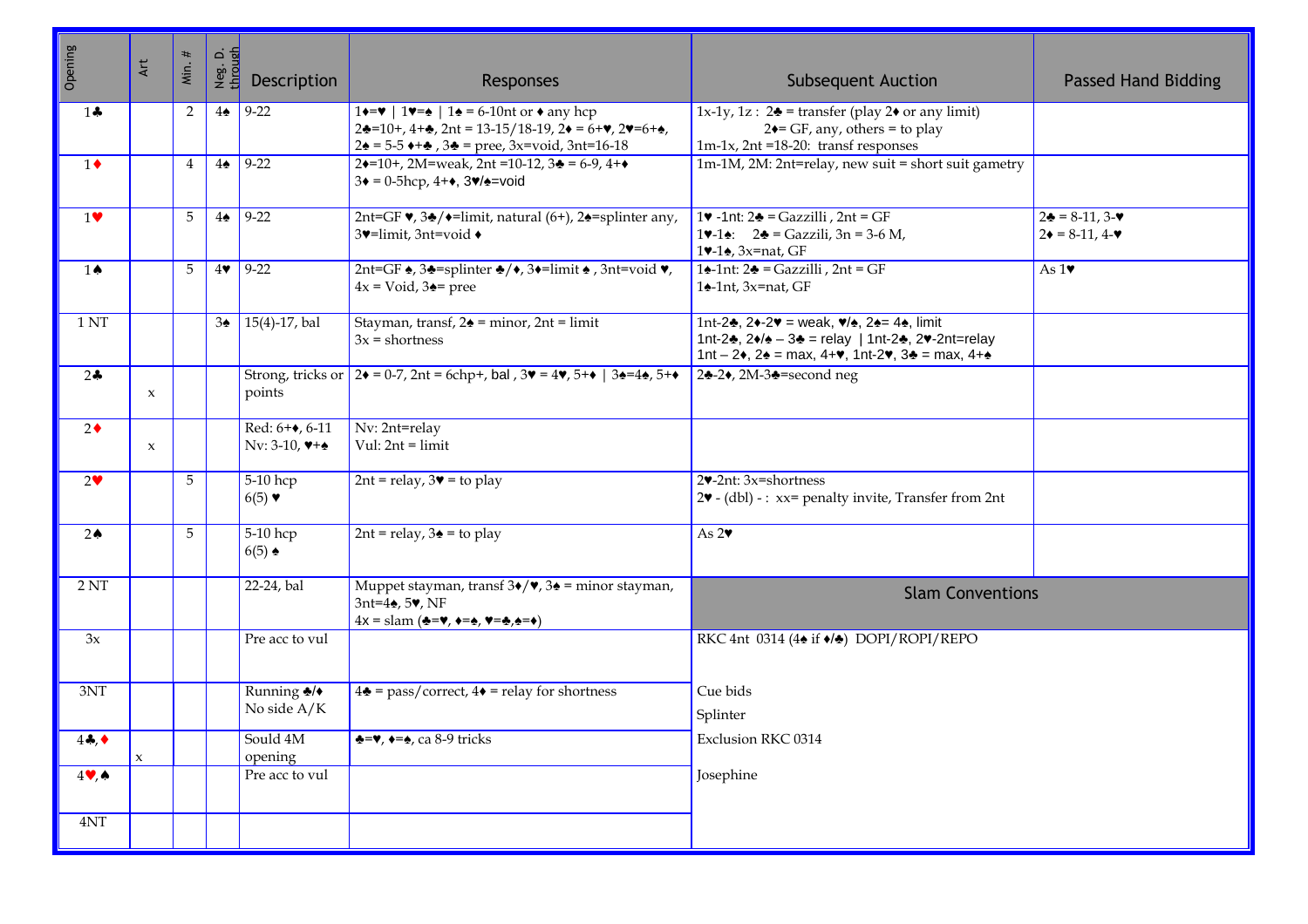| Opening | Art | Min. # | Neg. D. through | Description | Responses | Subsequent Auction | Passed Hand Bidding |
|---|---|---|---|---|---|---|---|
| 1♣ | | 2 | 4♠ | 9-22 | 1♦=♥ \| 1♥=♠ \| 1♠ = 6-10nt or ♦ any hcp<br>2♣=10+, 4+♣, 2nt = 13-15/18-19, 2♦ = 6+♥, 2♥=6+♠, 2♠ = 5-5 ♦+♣ , 3♣ = pree, 3x=void, 3nt=16-18 | 1x-1y, 1z : 2♣ = transfer (play 2♦ or any limit)<br>2♦= GF, any, others = to play<br>1m-1x, 2nt =18-20: transf responses | |
| 1♦ | | 4 | 4♠ | 9-22 | 2♦=10+, 2M=weak, 2nt =10-12, 3♣ = 6-9, 4+♦<br>3♦ = 0-5hcp, 4+♦, 3♥/♠=void | 1m-1M, 2M: 2nt=relay, new suit = short suit gametry | |
| 1♥ | | 5 | 4♠ | 9-22 | 2nt=GF ♥, 3♣/♦=limit, natural (6+), 2♠=splinter any, 3♥=limit, 3nt=void ♦ | 1♥ -1nt: 2♣ = Gazzilli , 2nt = GF<br>1♥-1♠: 2♣ = Gazzili, 3n = 3-6 M,<br>1♥-1♠, 3x=nat, GF | 2♣ = 8-11, 3-♥<br>2♦ = 8-11, 4-♥ |
| 1♠ | | 5 | 4♥ | 9-22 | 2nt=GF ♠, 3♣=splinter ♣/♦, 3♦=limit ♠ , 3nt=void ♥, 4x = Void, 3♠= pree | 1♠-1nt: 2♣ = Gazzilli , 2nt = GF<br>1♠-1nt, 3x=nat, GF | As 1♥ |
| 1 NT | | | 3♠ | 15(4)-17, bal | Stayman, transf, 2♠ = minor, 2nt = limit<br>3x = shortness | 1nt-2♣, 2♦-2♥ = weak, ♥/♠, 2♠= 4♠, limit<br>1nt-2♣, 2♦/♠ – 3♣ = relay \| 1nt-2♣, 2♥-2nt=relay<br>1nt – 2♦, 2♠ = max, 4+♥, 1nt-2♥, 3♣ = max, 4+♠ | |
| 2♣ | x | | | Strong, tricks or points | 2♦ = 0-7, 2nt = 6chp+, bal , 3♥ = 4♥, 5+♦ \| 3♠=4♠, 5+♦ | 2♣-2♦, 2M-3♣=second neg | |
| 2♦ | x | | | Red: 6+♦, 6-11<br>Nv: 3-10, ♥+♠ | Nv: 2nt=relay<br>Vul: 2nt = limit | | |
| 2♥ | | 5 | | 5-10 hcp<br>6(5) ♥ | 2nt = relay, 3♥ = to play | 2♥-2nt: 3x=shortness<br>2♥ - (dbl) - : xx= penalty invite, Transfer from 2nt | |
| 2♠ | | 5 | | 5-10 hcp<br>6(5) ♠ | 2nt = relay, 3♠ = to play | As 2♥ | |
| 2 NT | | | | 22-24, bal | Muppet stayman, transf 3♦/♥, 3♠ = minor stayman, 3nt=4♠, 5♥, NF<br>4x = slam (♣=♥, ♦=♠, ♥=♣,♠=♦) | **Slam Conventions** | |
| 3x | | | | Pre acc to vul | | RKC 4nt 0314 (4♠ if ♦/♣) DOPI/ROPI/REPO | |
| 3NT | | | | Running ♣/♦<br>No side A/K | 4♣ = pass/correct, 4♦ = relay for shortness | Cue bids<br>Splinter | |
| 4♣,♦ | x | | | Sould 4M opening | ♣=♥, ♦=♠, ca 8-9 tricks | Exclusion RKC 0314 | |
| 4♥,♠ | | | | Pre acc to vul | | Josephine | |
| 4NT | | | | | | | |